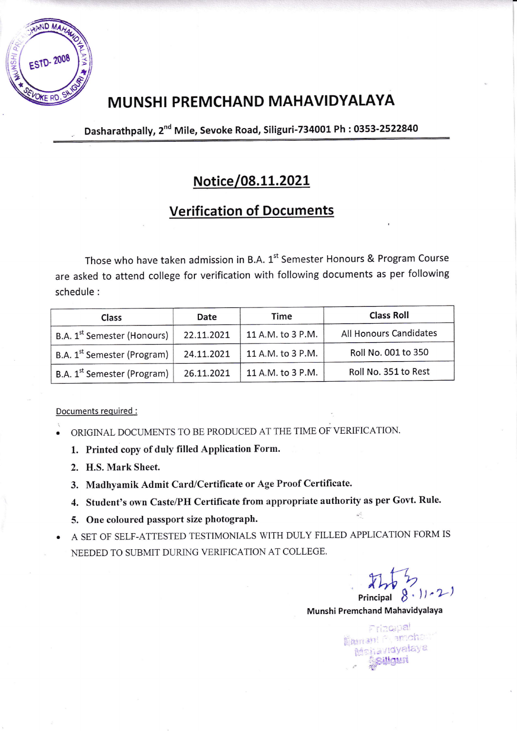# MUNSHI PREMCHAND MAHAVIDYALAYA

Dasharathpally, 2nd Mile, Sevoke Road, Siliguri-734001 Ph : 0353-2522840

## Notice/08.11.2021

## Verification of Documents

Those who have taken admission in B.A. 1st Semester Honours & Program Course are asked to attend college for verification with following documents as per following schedule :

| Class | Date | Time | Class Roll |
|---|---|---|---|
| B.A. 1st Semester (Honours) | 22.11.2021 | 11 A.M. to 3 P.M. | All Honours Candidates |
| B.A. 1st Semester (Program) | 24.11.2021 | 11 A.M. to 3 P.M. | Roll No. 001 to 350 |
| B.A. 1st Semester (Program) | 26.11.2021 | 11 A.M. to 3 P.M. | Roll No. 351 to Rest |

Documents required :

- ORIGINAL DOCUMENTS TO BE PRODUCED AT THE TIME OF VERIFICATION.
  1. **Printed copy of duly filled Application Form.**
  2. **H.S. Mark Sheet.**
  3. **Madhyamik Admit Card/Certificate or Age Proof Certificate.**
  4. **Student's own Caste/PH Certificate from appropriate authority as per Govt. Rule.**
  5. **One coloured passport size photograph.**
- A SET OF SELF-ATTESTED TESTIMONIALS WITH DULY FILLED APPLICATION FORM IS NEEDED TO SUBMIT DURING VERIFICATION AT COLLEGE.

8.11.21

Principal

Munshi Premchand Mahavidyalaya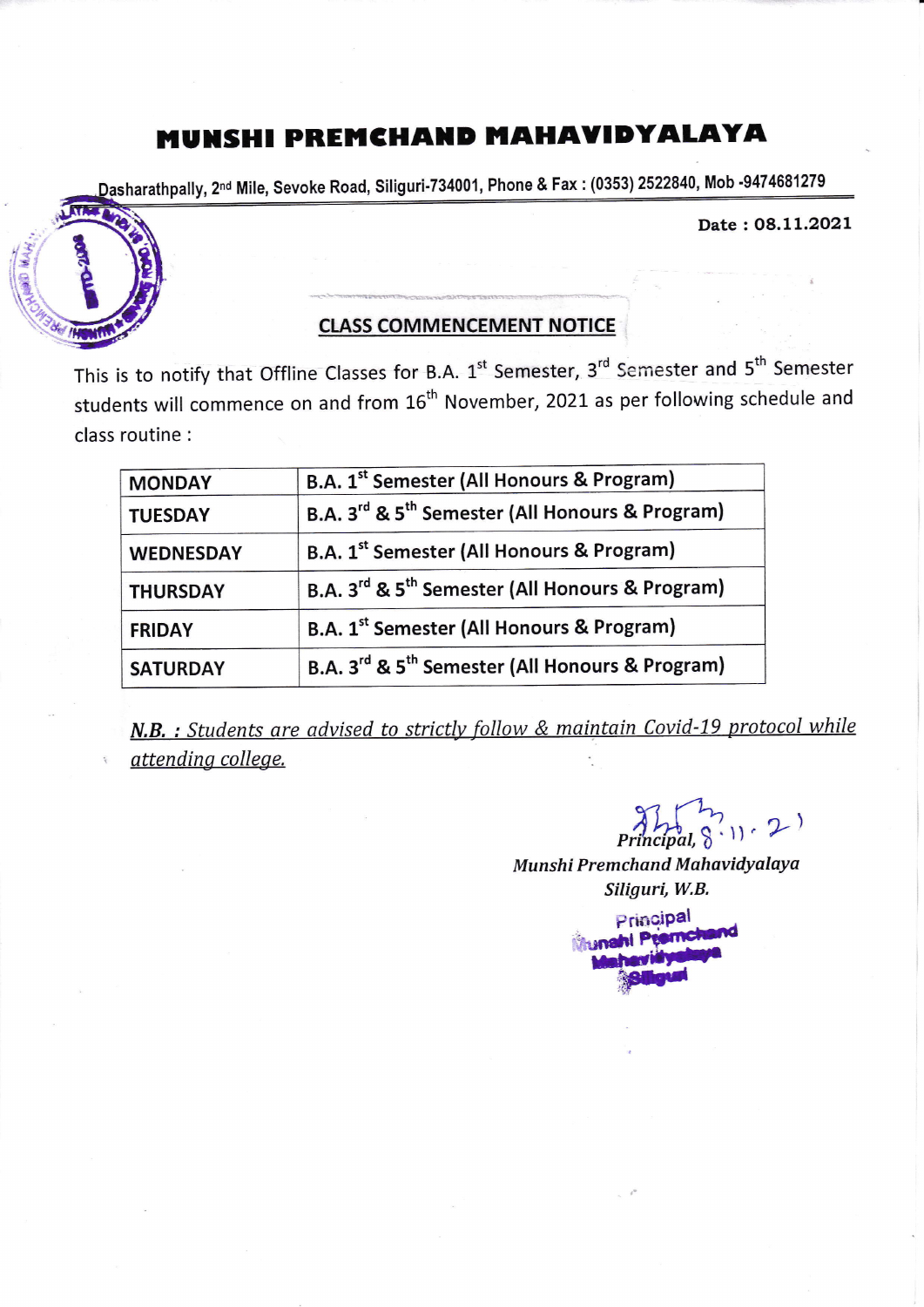# MUNSHI PREMCHAND MAHAVIDYALAYA

Dasharathpally, 2nd Mile, Sevoke Road, Siliguri-734001, Phone & Fax : (0353) 2522840, Mob -9474681279

Date : 08.11.2021

## CLASS COMMENCEMENT NOTICE

This is to notify that Offline Classes for B.A. 1st Semester, 3rd Semester and 5th Semester students will commence on and from 16th November, 2021 as per following schedule and class routine :

| | |
|---|---|
| MONDAY | B.A. 1st Semester (All Honours & Program) |
| TUESDAY | B.A. 3rd & 5th Semester (All Honours & Program) |
| WEDNESDAY | B.A. 1st Semester (All Honours & Program) |
| THURSDAY | B.A. 3rd & 5th Semester (All Honours & Program) |
| FRIDAY | B.A. 1st Semester (All Honours & Program) |
| SATURDAY | B.A. 3rd & 5th Semester (All Honours & Program) |

*N.B. : Students are advised to strictly follow & maintain Covid-19 protocol while attending college.*

8.11.21

*Principal,*
*Munshi Premchand Mahavidyalaya*
*Siliguri, W.B.*

Principal
Munshi Premchand
Mahavidyalaya
Siliguri